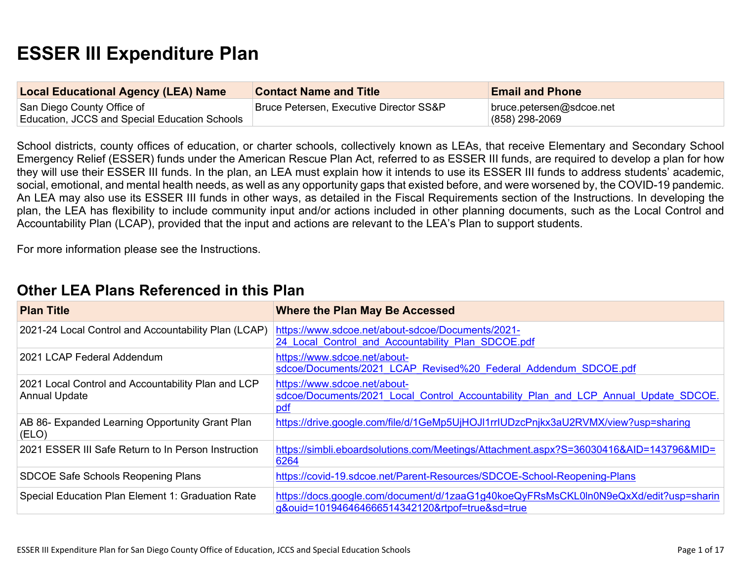# ESSER III Expenditure Plan

| Local Educational Agency (LEA) Name | Contact Name and Title | Email and Phone |
|---|---|---|
| San Diego County Office of Education, JCCS and Special Education Schools | Bruce Petersen, Executive Director SS&P | bruce.petersen@sdcoe.net (858) 298-2069 |

School districts, county offices of education, or charter schools, collectively known as LEAs, that receive Elementary and Secondary School Emergency Relief (ESSER) funds under the American Rescue Plan Act, referred to as ESSER III funds, are required to develop a plan for how they will use their ESSER III funds. In the plan, an LEA must explain how it intends to use its ESSER III funds to address students' academic, social, emotional, and mental health needs, as well as any opportunity gaps that existed before, and were worsened by, the COVID-19 pandemic. An LEA may also use its ESSER III funds in other ways, as detailed in the Fiscal Requirements section of the Instructions. In developing the plan, the LEA has flexibility to include community input and/or actions included in other planning documents, such as the Local Control and Accountability Plan (LCAP), provided that the input and actions are relevant to the LEA's Plan to support students.

For more information please see the Instructions.

## Other LEA Plans Referenced in this Plan

| Plan Title | Where the Plan May Be Accessed |
|---|---|
| 2021-24 Local Control and Accountability Plan (LCAP) | https://www.sdcoe.net/about-sdcoe/Documents/2021-24_Local_Control_and_Accountability_Plan_SDCOE.pdf |
| 2021 LCAP Federal Addendum | https://www.sdcoe.net/about-sdcoe/Documents/2021_LCAP_Revised%20_Federal_Addendum_SDCOE.pdf |
| 2021 Local Control and Accountability Plan and LCP Annual Update | https://www.sdcoe.net/about-sdcoe/Documents/2021_Local_Control_Accountability_Plan_and_LCP_Annual_Update_SDCOE.pdf |
| AB 86- Expanded Learning Opportunity Grant Plan (ELO) | https://drive.google.com/file/d/1GeMp5UjHOJl1rrIUDzcPnjkx3aU2RVMX/view?usp=sharing |
| 2021 ESSER III Safe Return to In Person Instruction | https://simbli.eboardsolutions.com/Meetings/Attachment.aspx?S=36030416&AID=143796&MID=6264 |
| SDCOE Safe Schools Reopening Plans | https://covid-19.sdcoe.net/Parent-Resources/SDCOE-School-Reopening-Plans |
| Special Education Plan Element 1: Graduation Rate | https://docs.google.com/document/d/1zaaG1g40koeQyFRsMsCKL0ln0N9eQxXd/edit?usp=sharing&ouid=101946464666514342120&rtpof=true&sd=true |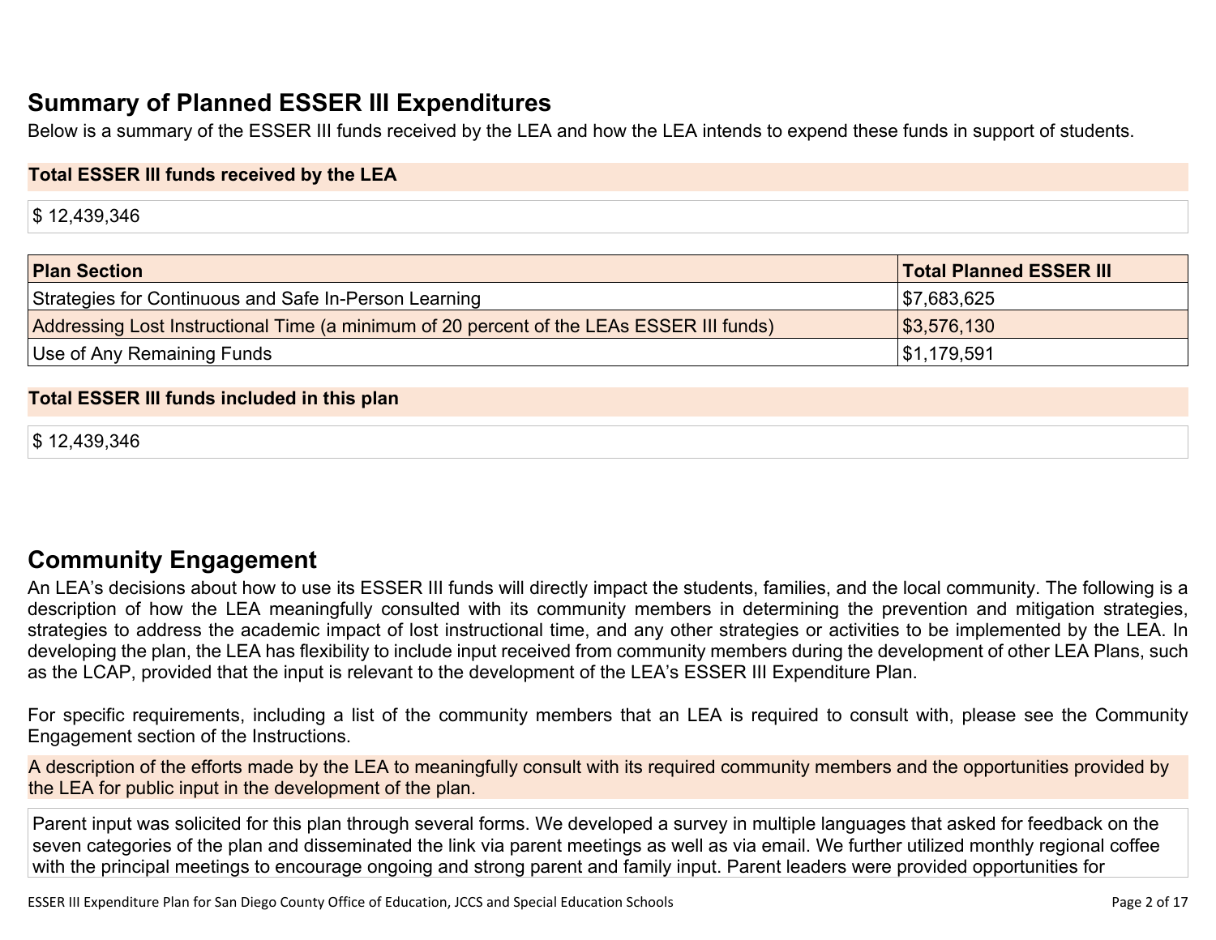## Summary of Planned ESSER III Expenditures

Below is a summary of the ESSER III funds received by the LEA and how the LEA intends to expend these funds in support of students.

**Total ESSER III funds received by the LEA**

$ 12,439,346

| Plan Section | Total Planned ESSER III |
| --- | --- |
| Strategies for Continuous and Safe In-Person Learning | $7,683,625 |
| Addressing Lost Instructional Time (a minimum of 20 percent of the LEAs ESSER III funds) | $3,576,130 |
| Use of Any Remaining Funds | $1,179,591 |

**Total ESSER III funds included in this plan**

$ 12,439,346

## Community Engagement

An LEA's decisions about how to use its ESSER III funds will directly impact the students, families, and the local community. The following is a description of how the LEA meaningfully consulted with its community members in determining the prevention and mitigation strategies, strategies to address the academic impact of lost instructional time, and any other strategies or activities to be implemented by the LEA. In developing the plan, the LEA has flexibility to include input received from community members during the development of other LEA Plans, such as the LCAP, provided that the input is relevant to the development of the LEA's ESSER III Expenditure Plan.

For specific requirements, including a list of the community members that an LEA is required to consult with, please see the Community Engagement section of the Instructions.

**A description of the efforts made by the LEA to meaningfully consult with its required community members and the opportunities provided by the LEA for public input in the development of the plan.**

Parent input was solicited for this plan through several forms. We developed a survey in multiple languages that asked for feedback on the seven categories of the plan and disseminated the link via parent meetings as well as via email. We further utilized monthly regional coffee with the principal meetings to encourage ongoing and strong parent and family input. Parent leaders were provided opportunities for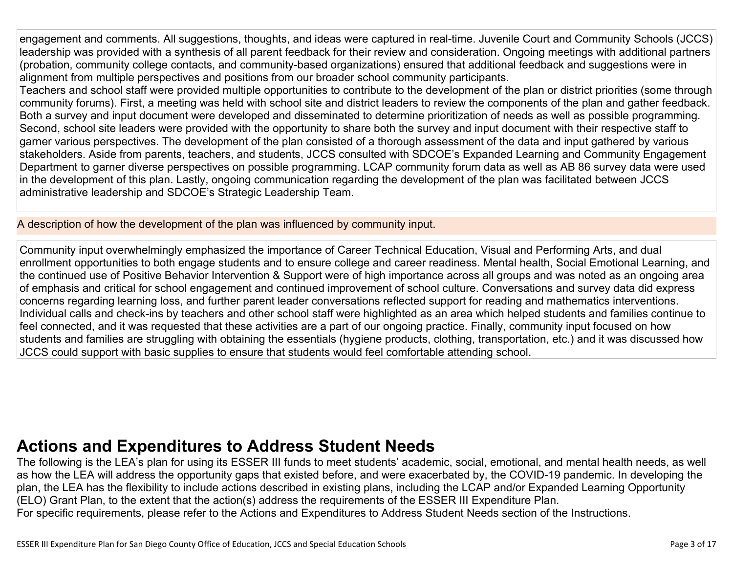engagement and comments. All suggestions, thoughts, and ideas were captured in real-time. Juvenile Court and Community Schools (JCCS) leadership was provided with a synthesis of all parent feedback for their review and consideration. Ongoing meetings with additional partners (probation, community college contacts, and community-based organizations) ensured that additional feedback and suggestions were in alignment from multiple perspectives and positions from our broader school community participants.
Teachers and school staff were provided multiple opportunities to contribute to the development of the plan or district priorities (some through community forums). First, a meeting was held with school site and district leaders to review the components of the plan and gather feedback. Both a survey and input document were developed and disseminated to determine prioritization of needs as well as possible programming. Second, school site leaders were provided with the opportunity to share both the survey and input document with their respective staff to garner various perspectives. The development of the plan consisted of a thorough assessment of the data and input gathered by various stakeholders. Aside from parents, teachers, and students, JCCS consulted with SDCOE's Expanded Learning and Community Engagement Department to garner diverse perspectives on possible programming. LCAP community forum data as well as AB 86 survey data were used in the development of this plan. Lastly, ongoing communication regarding the development of the plan was facilitated between JCCS administrative leadership and SDCOE's Strategic Leadership Team.

A description of how the development of the plan was influenced by community input.

Community input overwhelmingly emphasized the importance of Career Technical Education, Visual and Performing Arts, and dual enrollment opportunities to both engage students and to ensure college and career readiness. Mental health, Social Emotional Learning, and the continued use of Positive Behavior Intervention & Support were of high importance across all groups and was noted as an ongoing area of emphasis and critical for school engagement and continued improvement of school culture. Conversations and survey data did express concerns regarding learning loss, and further parent leader conversations reflected support for reading and mathematics interventions. Individual calls and check-ins by teachers and other school staff were highlighted as an area which helped students and families continue to feel connected, and it was requested that these activities are a part of our ongoing practice. Finally, community input focused on how students and families are struggling with obtaining the essentials (hygiene products, clothing, transportation, etc.) and it was discussed how JCCS could support with basic supplies to ensure that students would feel comfortable attending school.

# Actions and Expenditures to Address Student Needs

The following is the LEA's plan for using its ESSER III funds to meet students' academic, social, emotional, and mental health needs, as well as how the LEA will address the opportunity gaps that existed before, and were exacerbated by, the COVID-19 pandemic. In developing the plan, the LEA has the flexibility to include actions described in existing plans, including the LCAP and/or Expanded Learning Opportunity (ELO) Grant Plan, to the extent that the action(s) address the requirements of the ESSER III Expenditure Plan.
For specific requirements, please refer to the Actions and Expenditures to Address Student Needs section of the Instructions.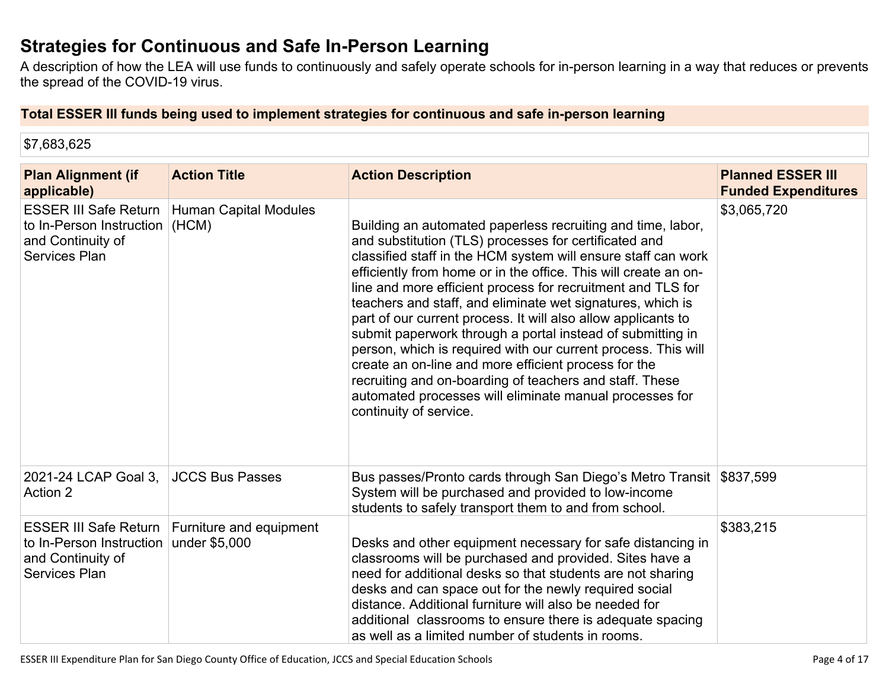## Strategies for Continuous and Safe In-Person Learning

A description of how the LEA will use funds to continuously and safely operate schools for in-person learning in a way that reduces or prevents the spread of the COVID-19 virus.

**Total ESSER III funds being used to implement strategies for continuous and safe in-person learning**

$7,683,625

| Plan Alignment (if applicable) | Action Title | Action Description | Planned ESSER III Funded Expenditures |
|---|---|---|---|
| ESSER III Safe Return to In-Person Instruction and Continuity of Services Plan | Human Capital Modules (HCM) | Building an automated paperless recruiting and time, labor, and substitution (TLS) processes for certificated and classified staff in the HCM system will ensure staff can work efficiently from home or in the office. This will create an on-line and more efficient process for recruitment and TLS for teachers and staff, and eliminate wet signatures, which is part of our current process. It will also allow applicants to submit paperwork through a portal instead of submitting in person, which is required with our current process. This will create an on-line and more efficient process for the recruiting and on-boarding of teachers and staff. These automated processes will eliminate manual processes for continuity of service. | $3,065,720 |
| 2021-24 LCAP Goal 3, Action 2 | JCCS Bus Passes | Bus passes/Pronto cards through San Diego's Metro Transit System will be purchased and provided to low-income students to safely transport them to and from school. | $837,599 |
| ESSER III Safe Return to In-Person Instruction and Continuity of Services Plan | Furniture and equipment under $5,000 | Desks and other equipment necessary for safe distancing in classrooms will be purchased and provided. Sites have a need for additional desks so that students are not sharing desks and can space out for the newly required social distance. Additional furniture will also be needed for additional classrooms to ensure there is adequate spacing as well as a limited number of students in rooms. | $383,215 |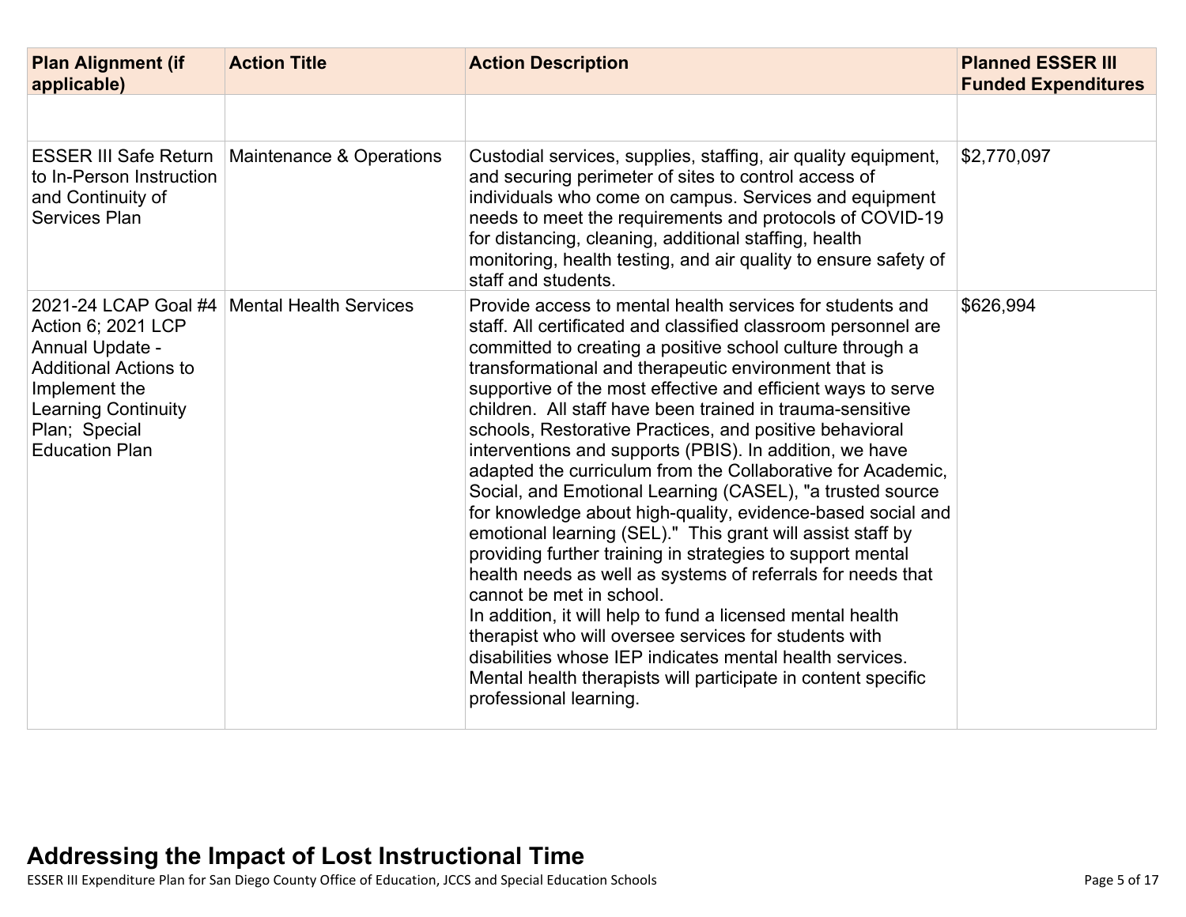| Plan Alignment (if applicable) | Action Title | Action Description | Planned ESSER III Funded Expenditures |
|---|---|---|---|
| | | | |
| ESSER III Safe Return to In-Person Instruction and Continuity of Services Plan | Maintenance & Operations | Custodial services, supplies, staffing, air quality equipment, and securing perimeter of sites to control access of individuals who come on campus. Services and equipment needs to meet the requirements and protocols of COVID-19 for distancing, cleaning, additional staffing, health monitoring, health testing, and air quality to ensure safety of staff and students. | $2,770,097 |
| 2021-24 LCAP Goal #4 Action 6; 2021 LCP Annual Update - Additional Actions to Implement the Learning Continuity Plan; Special Education Plan | Mental Health Services | Provide access to mental health services for students and staff. All certificated and classified classroom personnel are committed to creating a positive school culture through a transformational and therapeutic environment that is supportive of the most effective and efficient ways to serve children. All staff have been trained in trauma-sensitive schools, Restorative Practices, and positive behavioral interventions and supports (PBIS). In addition, we have adapted the curriculum from the Collaborative for Academic, Social, and Emotional Learning (CASEL), "a trusted source for knowledge about high-quality, evidence-based social and emotional learning (SEL)." This grant will assist staff by providing further training in strategies to support mental health needs as well as systems of referrals for needs that cannot be met in school. In addition, it will help to fund a licensed mental health therapist who will oversee services for students with disabilities whose IEP indicates mental health services. Mental health therapists will participate in content specific professional learning. | $626,994 |

## Addressing the Impact of Lost Instructional Time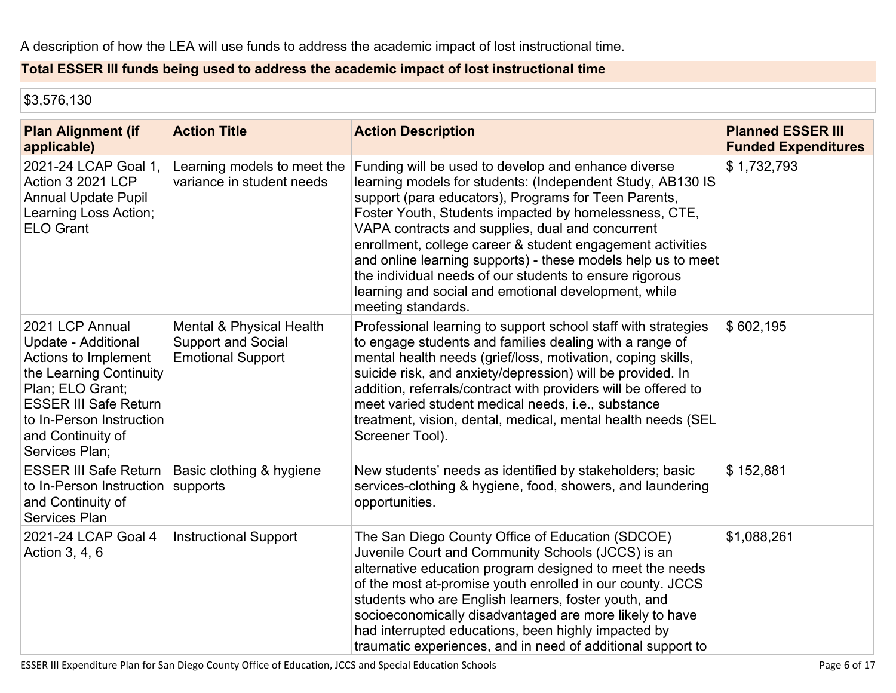A description of how the LEA will use funds to address the academic impact of lost instructional time.

**Total ESSER III funds being used to address the academic impact of lost instructional time**

$3,576,130

| Plan Alignment (if applicable) | Action Title | Action Description | Planned ESSER III Funded Expenditures |
|---|---|---|---|
| 2021-24 LCAP Goal 1, Action 3 2021 LCP Annual Update Pupil Learning Loss Action; ELO Grant | Learning models to meet the variance in student needs | Funding will be used to develop and enhance diverse learning models for students: (Independent Study, AB130 IS support (para educators), Programs for Teen Parents, Foster Youth, Students impacted by homelessness, CTE, VAPA contracts and supplies, dual and concurrent enrollment, college career & student engagement activities and online learning supports) - these models help us to meet the individual needs of our students to ensure rigorous learning and social and emotional development, while meeting standards. | $ 1,732,793 |
| 2021 LCP Annual Update - Additional Actions to Implement the Learning Continuity Plan; ELO Grant; ESSER III Safe Return to In-Person Instruction and Continuity of Services Plan; | Mental & Physical Health Support and Social Emotional Support | Professional learning to support school staff with strategies to engage students and families dealing with a range of mental health needs (grief/loss, motivation, coping skills, suicide risk, and anxiety/depression) will be provided. In addition, referrals/contract with providers will be offered to meet varied student medical needs, i.e., substance treatment, vision, dental, medical, mental health needs (SEL Screener Tool). | $ 602,195 |
| ESSER III Safe Return to In-Person Instruction and Continuity of Services Plan | Basic clothing & hygiene supports | New students' needs as identified by stakeholders; basic services-clothing & hygiene, food, showers, and laundering opportunities. | $ 152,881 |
| 2021-24 LCAP Goal 4 Action 3, 4, 6 | Instructional Support | The San Diego County Office of Education (SDCOE) Juvenile Court and Community Schools (JCCS) is an alternative education program designed to meet the needs of the most at-promise youth enrolled in our county. JCCS students who are English learners, foster youth, and socioeconomically disadvantaged are more likely to have had interrupted educations, been highly impacted by traumatic experiences, and in need of additional support to | $1,088,261 |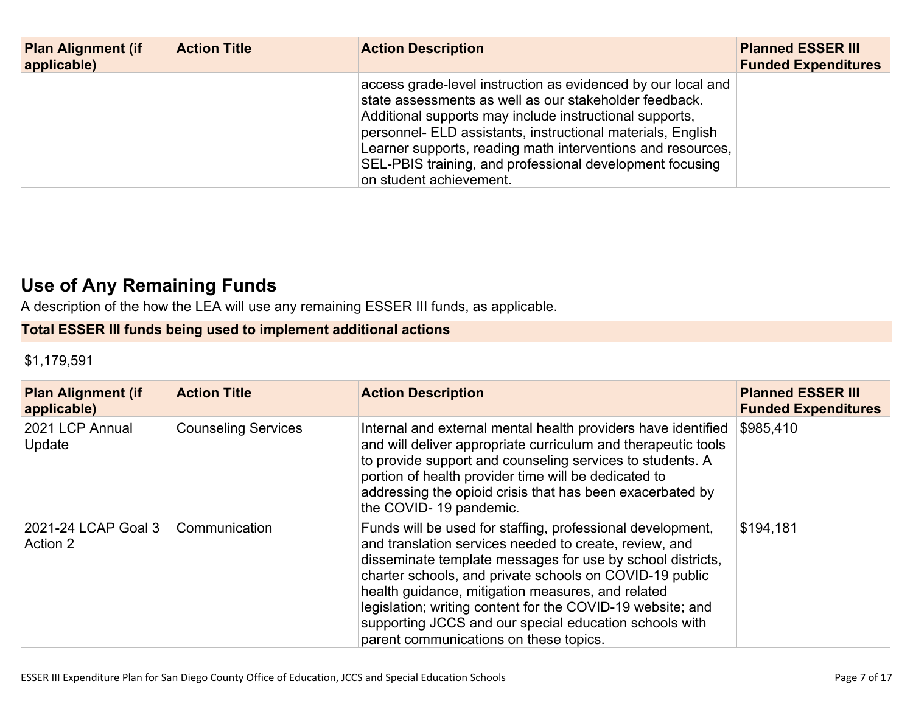| Plan Alignment (if applicable) | Action Title | Action Description | Planned ESSER III Funded Expenditures |
|---|---|---|---|
| | | access grade-level instruction as evidenced by our local and state assessments as well as our stakeholder feedback. Additional supports may include instructional supports, personnel- ELD assistants, instructional materials, English Learner supports, reading math interventions and resources, SEL-PBIS training, and professional development focusing on student achievement. | |

## Use of Any Remaining Funds

A description of the how the LEA will use any remaining ESSER III funds, as applicable.

**Total ESSER III funds being used to implement additional actions**

$1,179,591

| Plan Alignment (if applicable) | Action Title | Action Description | Planned ESSER III Funded Expenditures |
|---|---|---|---|
| 2021 LCP Annual Update | Counseling Services | Internal and external mental health providers have identified and will deliver appropriate curriculum and therapeutic tools to provide support and counseling services to students. A portion of health provider time will be dedicated to addressing the opioid crisis that has been exacerbated by the COVID- 19 pandemic. | $985,410 |
| 2021-24 LCAP Goal 3 Action 2 | Communication | Funds will be used for staffing, professional development, and translation services needed to create, review, and disseminate template messages for use by school districts, charter schools, and private schools on COVID-19 public health guidance, mitigation measures, and related legislation; writing content for the COVID-19 website; and supporting JCCS and our special education schools with parent communications on these topics. | $194,181 |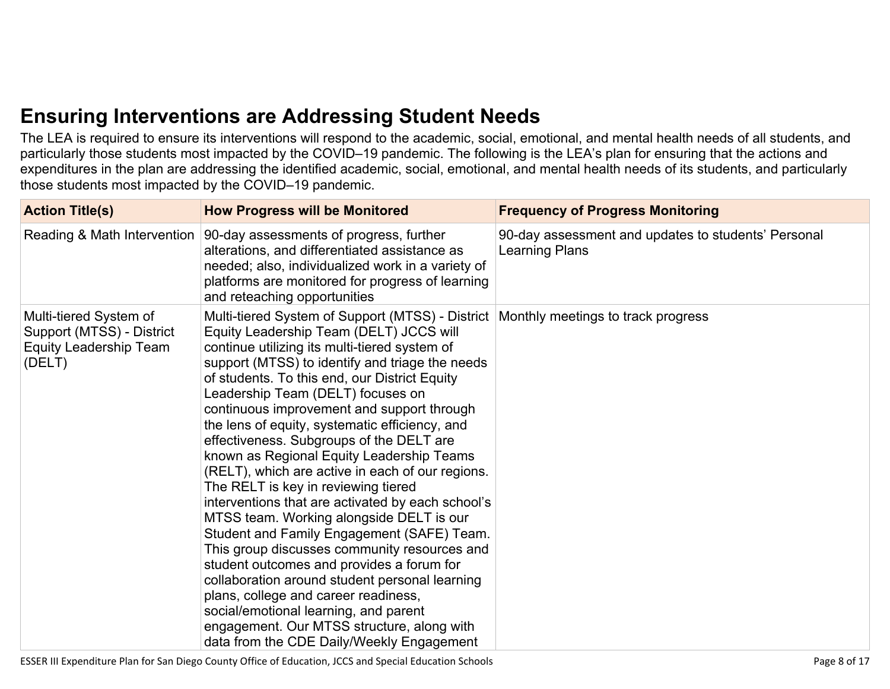## Ensuring Interventions are Addressing Student Needs

The LEA is required to ensure its interventions will respond to the academic, social, emotional, and mental health needs of all students, and particularly those students most impacted by the COVID–19 pandemic. The following is the LEA's plan for ensuring that the actions and expenditures in the plan are addressing the identified academic, social, emotional, and mental health needs of its students, and particularly those students most impacted by the COVID–19 pandemic.

| Action Title(s) | How Progress will be Monitored | Frequency of Progress Monitoring |
|---|---|---|
| Reading & Math Intervention | 90-day assessments of progress, further alterations, and differentiated assistance as needed; also, individualized work in a variety of platforms are monitored for progress of learning and reteaching opportunities | 90-day assessment and updates to students' Personal Learning Plans |
| Multi-tiered System of Support (MTSS) - District Equity Leadership Team (DELT) | Multi-tiered System of Support (MTSS) - District Equity Leadership Team (DELT) JCCS will continue utilizing its multi-tiered system of support (MTSS) to identify and triage the needs of students. To this end, our District Equity Leadership Team (DELT) focuses on continuous improvement and support through the lens of equity, systematic efficiency, and effectiveness. Subgroups of the DELT are known as Regional Equity Leadership Teams (RELT), which are active in each of our regions. The RELT is key in reviewing tiered interventions that are activated by each school's MTSS team. Working alongside DELT is our Student and Family Engagement (SAFE) Team. This group discusses community resources and student outcomes and provides a forum for collaboration around student personal learning plans, college and career readiness, social/emotional learning, and parent engagement. Our MTSS structure, along with data from the CDE Daily/Weekly Engagement | Monthly meetings to track progress |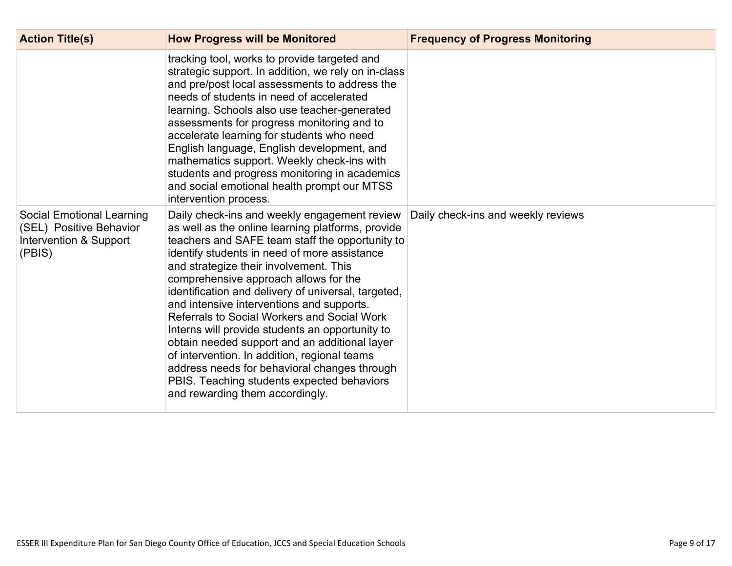| Action Title(s) | How Progress will be Monitored | Frequency of Progress Monitoring |
|---|---|---|
| | tracking tool, works to provide targeted and strategic support. In addition, we rely on in-class and pre/post local assessments to address the needs of students in need of accelerated learning. Schools also use teacher-generated assessments for progress monitoring and to accelerate learning for students who need English language, English development, and mathematics support. Weekly check-ins with students and progress monitoring in academics and social emotional health prompt our MTSS intervention process. | |
| Social Emotional Learning (SEL) Positive Behavior Intervention & Support (PBIS) | Daily check-ins and weekly engagement review as well as the online learning platforms, provide teachers and SAFE team staff the opportunity to identify students in need of more assistance and strategize their involvement. This comprehensive approach allows for the identification and delivery of universal, targeted, and intensive interventions and supports. Referrals to Social Workers and Social Work Interns will provide students an opportunity to obtain needed support and an additional layer of intervention. In addition, regional teams address needs for behavioral changes through PBIS. Teaching students expected behaviors and rewarding them accordingly. | Daily check-ins and weekly reviews |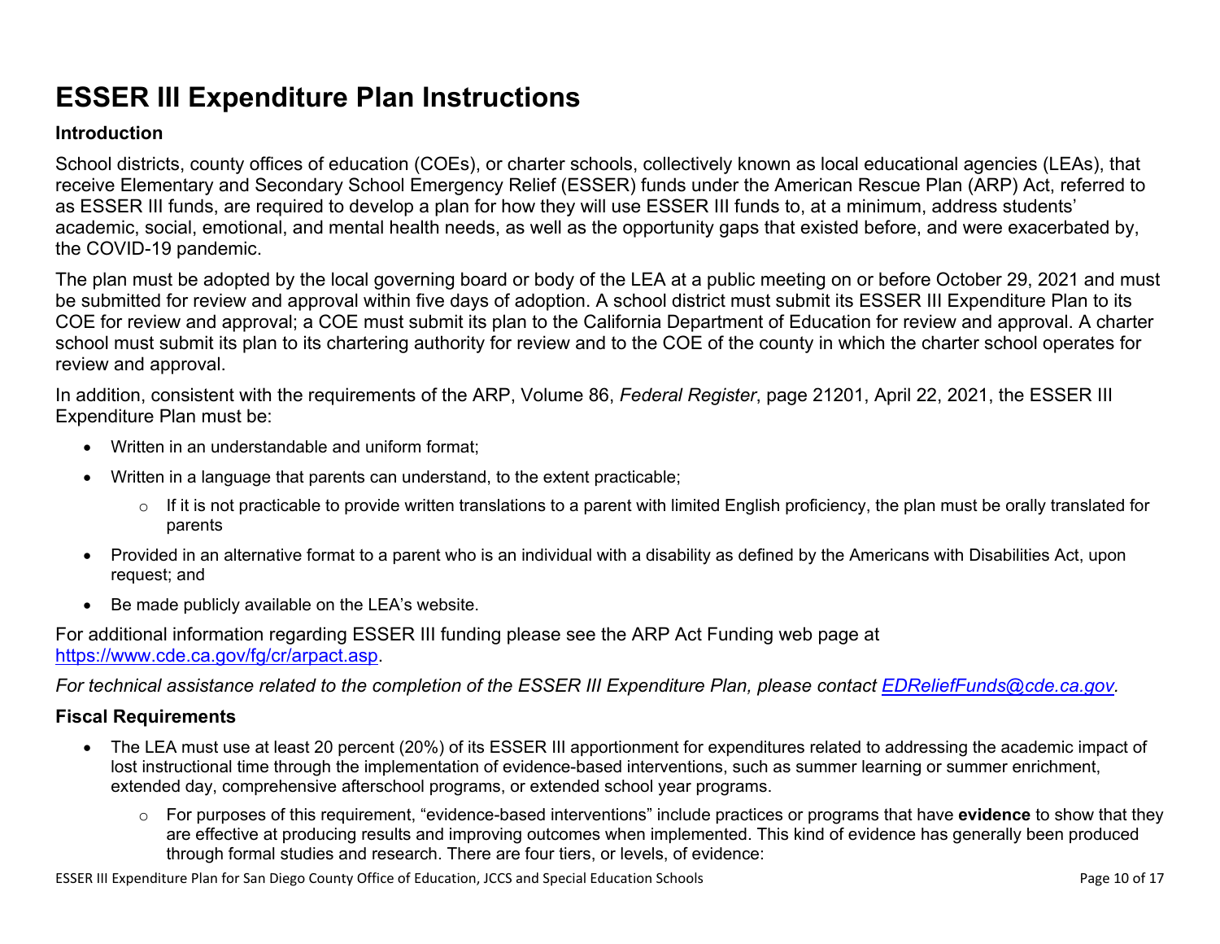# ESSER III Expenditure Plan Instructions

### Introduction

School districts, county offices of education (COEs), or charter schools, collectively known as local educational agencies (LEAs), that receive Elementary and Secondary School Emergency Relief (ESSER) funds under the American Rescue Plan (ARP) Act, referred to as ESSER III funds, are required to develop a plan for how they will use ESSER III funds to, at a minimum, address students' academic, social, emotional, and mental health needs, as well as the opportunity gaps that existed before, and were exacerbated by, the COVID-19 pandemic.

The plan must be adopted by the local governing board or body of the LEA at a public meeting on or before October 29, 2021 and must be submitted for review and approval within five days of adoption. A school district must submit its ESSER III Expenditure Plan to its COE for review and approval; a COE must submit its plan to the California Department of Education for review and approval. A charter school must submit its plan to its chartering authority for review and to the COE of the county in which the charter school operates for review and approval.

In addition, consistent with the requirements of the ARP, Volume 86, *Federal Register*, page 21201, April 22, 2021, the ESSER III Expenditure Plan must be:

- Written in an understandable and uniform format;
- Written in a language that parents can understand, to the extent practicable;
  - If it is not practicable to provide written translations to a parent with limited English proficiency, the plan must be orally translated for parents
- Provided in an alternative format to a parent who is an individual with a disability as defined by the Americans with Disabilities Act, upon request; and
- Be made publicly available on the LEA's website.

For additional information regarding ESSER III funding please see the ARP Act Funding web page at https://www.cde.ca.gov/fg/cr/arpact.asp.

*For technical assistance related to the completion of the ESSER III Expenditure Plan, please contact EDReliefFunds@cde.ca.gov.*

### Fiscal Requirements

- The LEA must use at least 20 percent (20%) of its ESSER III apportionment for expenditures related to addressing the academic impact of lost instructional time through the implementation of evidence-based interventions, such as summer learning or summer enrichment, extended day, comprehensive afterschool programs, or extended school year programs.
  - For purposes of this requirement, "evidence-based interventions" include practices or programs that have **evidence** to show that they are effective at producing results and improving outcomes when implemented. This kind of evidence has generally been produced through formal studies and research. There are four tiers, or levels, of evidence: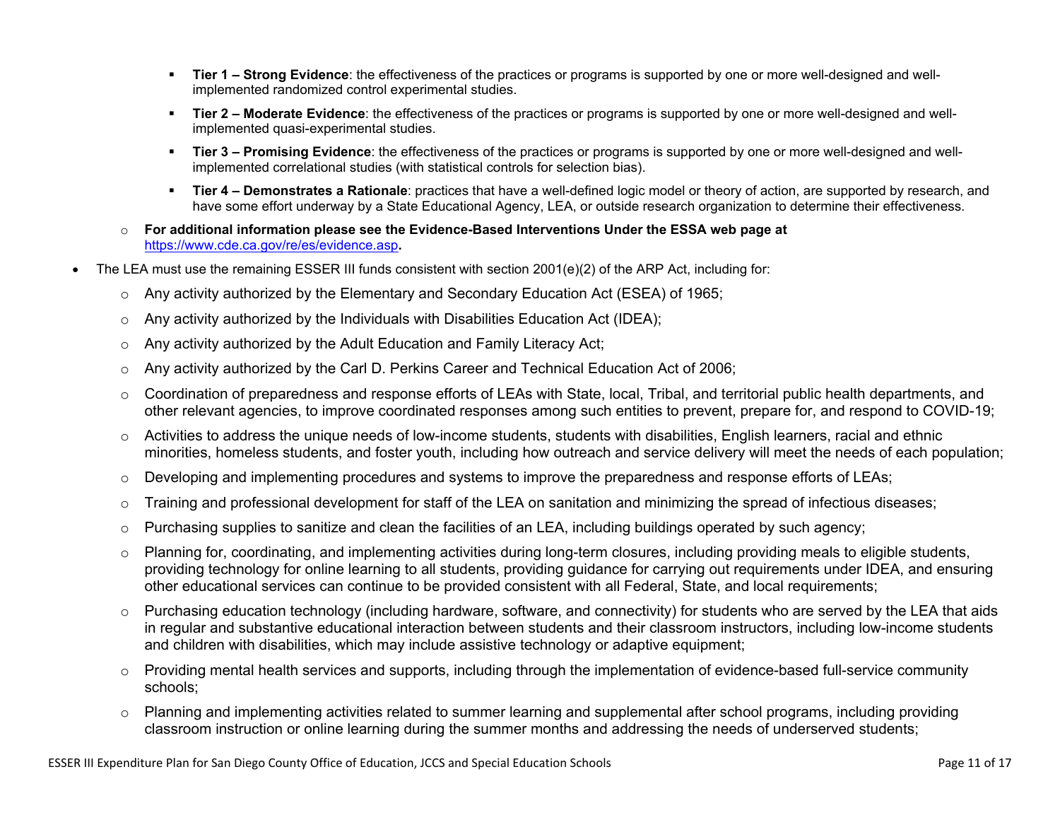- **Tier 1 – Strong Evidence**: the effectiveness of the practices or programs is supported by one or more well-designed and well-implemented randomized control experimental studies.
    - **Tier 2 – Moderate Evidence**: the effectiveness of the practices or programs is supported by one or more well-designed and well-implemented quasi-experimental studies.
    - **Tier 3 – Promising Evidence**: the effectiveness of the practices or programs is supported by one or more well-designed and well-implemented correlational studies (with statistical controls for selection bias).
    - **Tier 4 – Demonstrates a Rationale**: practices that have a well-defined logic model or theory of action, are supported by research, and have some effort underway by a State Educational Agency, LEA, or outside research organization to determine their effectiveness.
  - **For additional information please see the Evidence-Based Interventions Under the ESSA web page at** [https://www.cde.ca.gov/re/es/evidence.asp](https://www.cde.ca.gov/re/es/evidence.asp)**.**
- The LEA must use the remaining ESSER III funds consistent with section 2001(e)(2) of the ARP Act, including for:
  - Any activity authorized by the Elementary and Secondary Education Act (ESEA) of 1965;
  - Any activity authorized by the Individuals with Disabilities Education Act (IDEA);
  - Any activity authorized by the Adult Education and Family Literacy Act;
  - Any activity authorized by the Carl D. Perkins Career and Technical Education Act of 2006;
  - Coordination of preparedness and response efforts of LEAs with State, local, Tribal, and territorial public health departments, and other relevant agencies, to improve coordinated responses among such entities to prevent, prepare for, and respond to COVID-19;
  - Activities to address the unique needs of low-income students, students with disabilities, English learners, racial and ethnic minorities, homeless students, and foster youth, including how outreach and service delivery will meet the needs of each population;
  - Developing and implementing procedures and systems to improve the preparedness and response efforts of LEAs;
  - Training and professional development for staff of the LEA on sanitation and minimizing the spread of infectious diseases;
  - Purchasing supplies to sanitize and clean the facilities of an LEA, including buildings operated by such agency;
  - Planning for, coordinating, and implementing activities during long-term closures, including providing meals to eligible students, providing technology for online learning to all students, providing guidance for carrying out requirements under IDEA, and ensuring other educational services can continue to be provided consistent with all Federal, State, and local requirements;
  - Purchasing education technology (including hardware, software, and connectivity) for students who are served by the LEA that aids in regular and substantive educational interaction between students and their classroom instructors, including low-income students and children with disabilities, which may include assistive technology or adaptive equipment;
  - Providing mental health services and supports, including through the implementation of evidence-based full-service community schools;
  - Planning and implementing activities related to summer learning and supplemental after school programs, including providing classroom instruction or online learning during the summer months and addressing the needs of underserved students;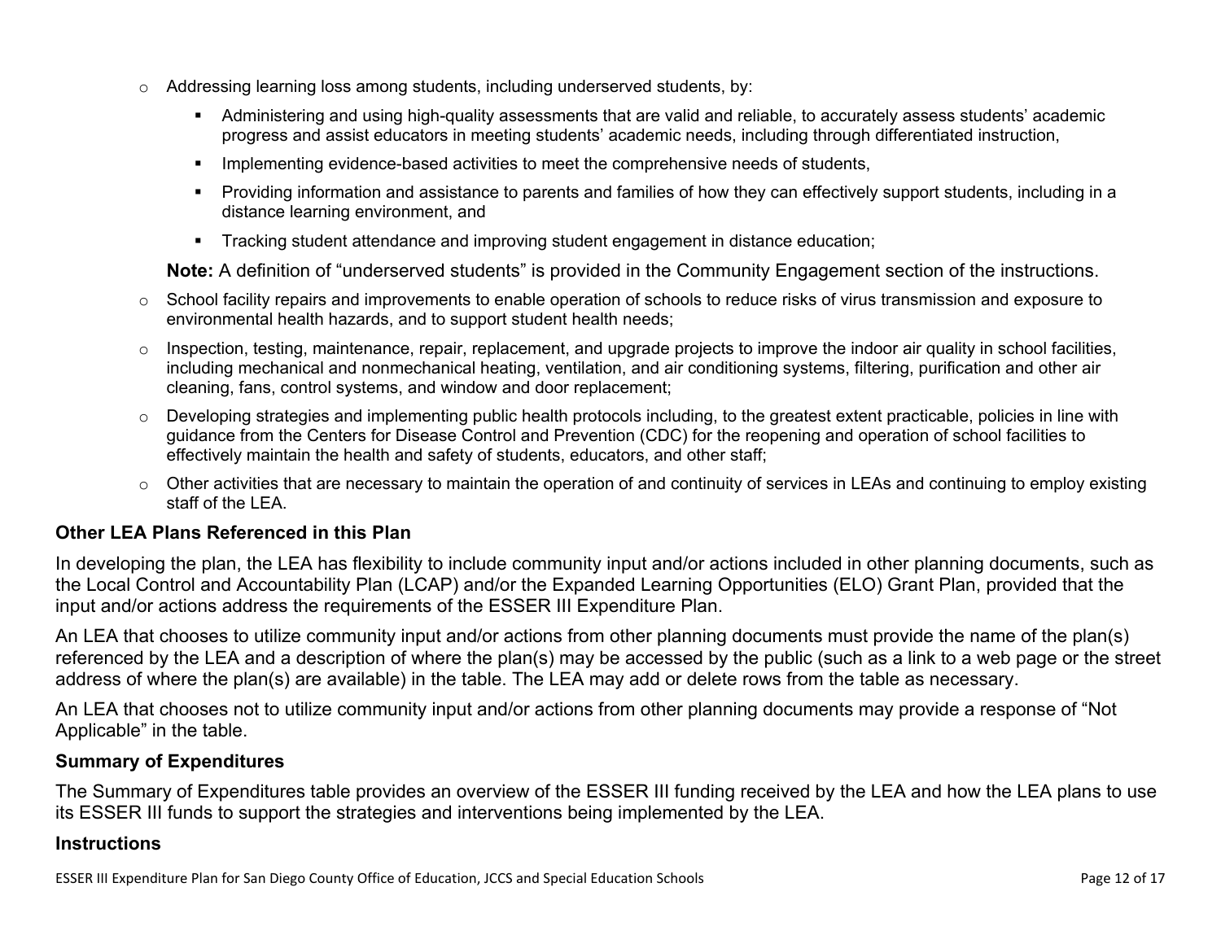- Addressing learning loss among students, including underserved students, by:
  - Administering and using high-quality assessments that are valid and reliable, to accurately assess students' academic progress and assist educators in meeting students' academic needs, including through differentiated instruction,
  - Implementing evidence-based activities to meet the comprehensive needs of students,
  - Providing information and assistance to parents and families of how they can effectively support students, including in a distance learning environment, and
  - Tracking student attendance and improving student engagement in distance education;

  **Note:** A definition of "underserved students" is provided in the Community Engagement section of the instructions.
- School facility repairs and improvements to enable operation of schools to reduce risks of virus transmission and exposure to environmental health hazards, and to support student health needs;
- Inspection, testing, maintenance, repair, replacement, and upgrade projects to improve the indoor air quality in school facilities, including mechanical and nonmechanical heating, ventilation, and air conditioning systems, filtering, purification and other air cleaning, fans, control systems, and window and door replacement;
- Developing strategies and implementing public health protocols including, to the greatest extent practicable, policies in line with guidance from the Centers for Disease Control and Prevention (CDC) for the reopening and operation of school facilities to effectively maintain the health and safety of students, educators, and other staff;
- Other activities that are necessary to maintain the operation of and continuity of services in LEAs and continuing to employ existing staff of the LEA.

### Other LEA Plans Referenced in this Plan

In developing the plan, the LEA has flexibility to include community input and/or actions included in other planning documents, such as the Local Control and Accountability Plan (LCAP) and/or the Expanded Learning Opportunities (ELO) Grant Plan, provided that the input and/or actions address the requirements of the ESSER III Expenditure Plan.

An LEA that chooses to utilize community input and/or actions from other planning documents must provide the name of the plan(s) referenced by the LEA and a description of where the plan(s) may be accessed by the public (such as a link to a web page or the street address of where the plan(s) are available) in the table. The LEA may add or delete rows from the table as necessary.

An LEA that chooses not to utilize community input and/or actions from other planning documents may provide a response of "Not Applicable" in the table.

### Summary of Expenditures

The Summary of Expenditures table provides an overview of the ESSER III funding received by the LEA and how the LEA plans to use its ESSER III funds to support the strategies and interventions being implemented by the LEA.

### Instructions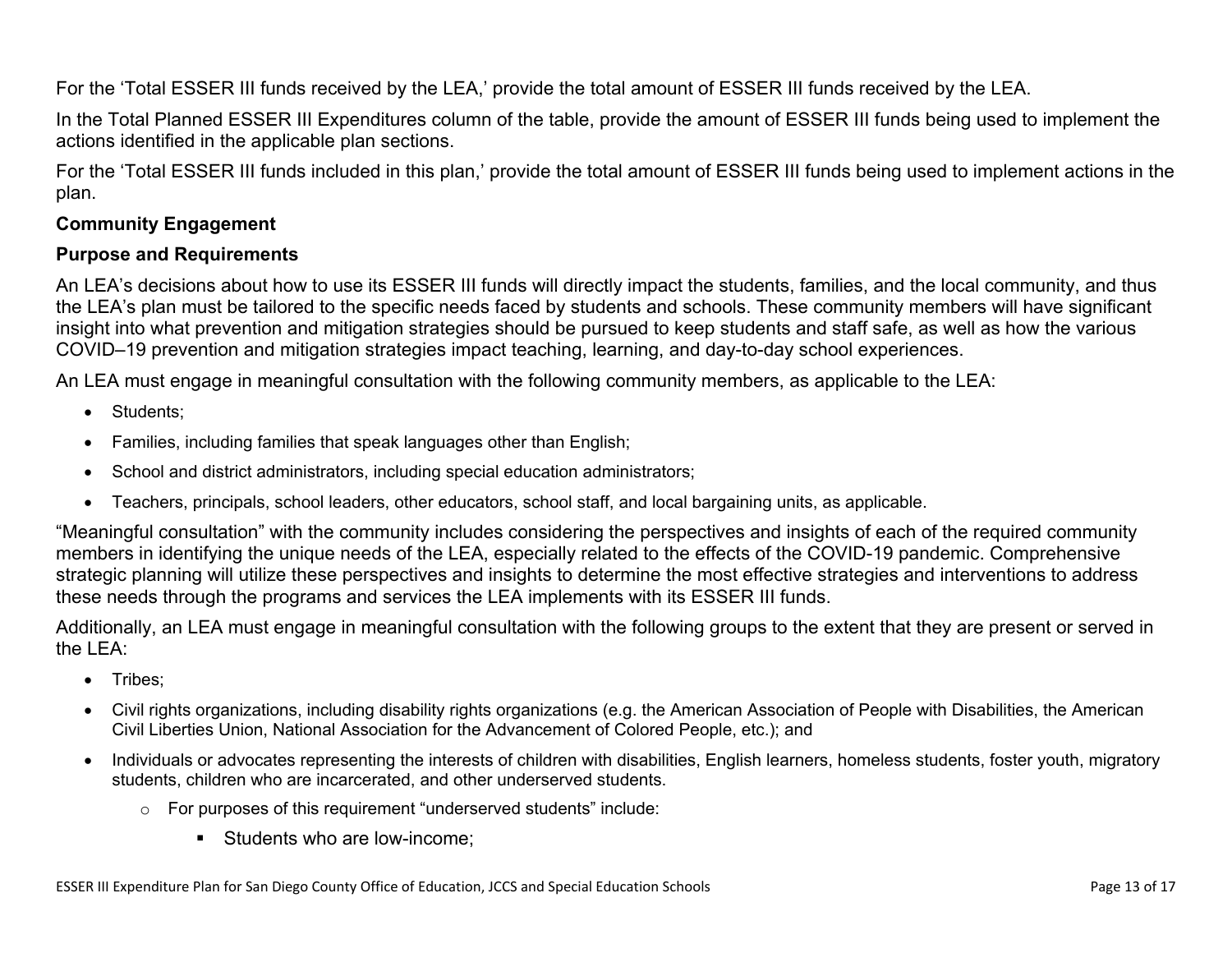For the 'Total ESSER III funds received by the LEA,' provide the total amount of ESSER III funds received by the LEA.

In the Total Planned ESSER III Expenditures column of the table, provide the amount of ESSER III funds being used to implement the actions identified in the applicable plan sections.

For the 'Total ESSER III funds included in this plan,' provide the total amount of ESSER III funds being used to implement actions in the plan.

**Community Engagement**

**Purpose and Requirements**

An LEA's decisions about how to use its ESSER III funds will directly impact the students, families, and the local community, and thus the LEA's plan must be tailored to the specific needs faced by students and schools. These community members will have significant insight into what prevention and mitigation strategies should be pursued to keep students and staff safe, as well as how the various COVID–19 prevention and mitigation strategies impact teaching, learning, and day-to-day school experiences.

An LEA must engage in meaningful consultation with the following community members, as applicable to the LEA:

- Students;
- Families, including families that speak languages other than English;
- School and district administrators, including special education administrators;
- Teachers, principals, school leaders, other educators, school staff, and local bargaining units, as applicable.

"Meaningful consultation" with the community includes considering the perspectives and insights of each of the required community members in identifying the unique needs of the LEA, especially related to the effects of the COVID-19 pandemic. Comprehensive strategic planning will utilize these perspectives and insights to determine the most effective strategies and interventions to address these needs through the programs and services the LEA implements with its ESSER III funds.

Additionally, an LEA must engage in meaningful consultation with the following groups to the extent that they are present or served in the LEA:

- Tribes;
- Civil rights organizations, including disability rights organizations (e.g. the American Association of People with Disabilities, the American Civil Liberties Union, National Association for the Advancement of Colored People, etc.); and
- Individuals or advocates representing the interests of children with disabilities, English learners, homeless students, foster youth, migratory students, children who are incarcerated, and other underserved students.
    - For purposes of this requirement "underserved students" include:
        - Students who are low-income;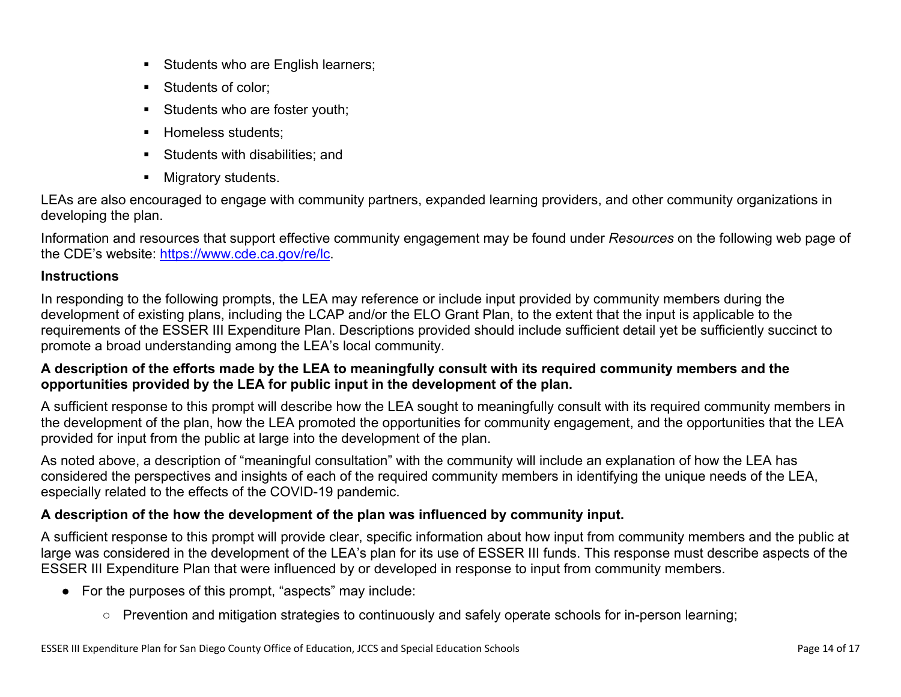- Students who are English learners;
- Students of color;
- Students who are foster youth;
- Homeless students;
- Students with disabilities; and
- Migratory students.

LEAs are also encouraged to engage with community partners, expanded learning providers, and other community organizations in developing the plan.

Information and resources that support effective community engagement may be found under *Resources* on the following web page of the CDE's website: [https://www.cde.ca.gov/re/lc](https://www.cde.ca.gov/re/lc).

### Instructions

In responding to the following prompts, the LEA may reference or include input provided by community members during the development of existing plans, including the LCAP and/or the ELO Grant Plan, to the extent that the input is applicable to the requirements of the ESSER III Expenditure Plan. Descriptions provided should include sufficient detail yet be sufficiently succinct to promote a broad understanding among the LEA's local community.

**A description of the efforts made by the LEA to meaningfully consult with its required community members and the opportunities provided by the LEA for public input in the development of the plan.**

A sufficient response to this prompt will describe how the LEA sought to meaningfully consult with its required community members in the development of the plan, how the LEA promoted the opportunities for community engagement, and the opportunities that the LEA provided for input from the public at large into the development of the plan.

As noted above, a description of "meaningful consultation" with the community will include an explanation of how the LEA has considered the perspectives and insights of each of the required community members in identifying the unique needs of the LEA, especially related to the effects of the COVID-19 pandemic.

**A description of the how the development of the plan was influenced by community input.**

A sufficient response to this prompt will provide clear, specific information about how input from community members and the public at large was considered in the development of the LEA's plan for its use of ESSER III funds. This response must describe aspects of the ESSER III Expenditure Plan that were influenced by or developed in response to input from community members.

- For the purposes of this prompt, "aspects" may include:
  - Prevention and mitigation strategies to continuously and safely operate schools for in-person learning;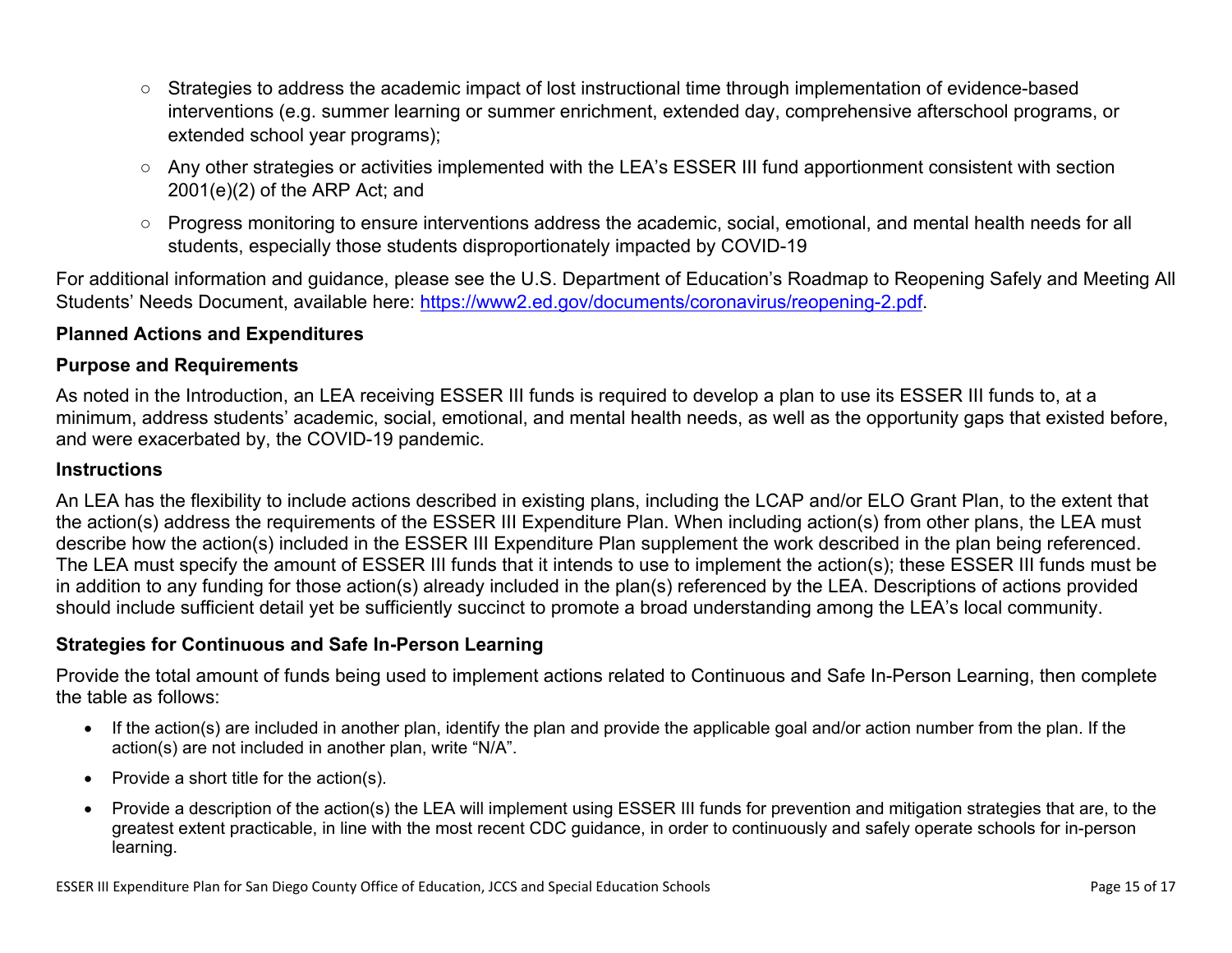- Strategies to address the academic impact of lost instructional time through implementation of evidence-based interventions (e.g. summer learning or summer enrichment, extended day, comprehensive afterschool programs, or extended school year programs);
- Any other strategies or activities implemented with the LEA's ESSER III fund apportionment consistent with section 2001(e)(2) of the ARP Act; and
- Progress monitoring to ensure interventions address the academic, social, emotional, and mental health needs for all students, especially those students disproportionately impacted by COVID-19

For additional information and guidance, please see the U.S. Department of Education's Roadmap to Reopening Safely and Meeting All Students' Needs Document, available here: [https://www2.ed.gov/documents/coronavirus/reopening-2.pdf](https://www2.ed.gov/documents/coronavirus/reopening-2.pdf).

## Planned Actions and Expenditures

### Purpose and Requirements

As noted in the Introduction, an LEA receiving ESSER III funds is required to develop a plan to use its ESSER III funds to, at a minimum, address students' academic, social, emotional, and mental health needs, as well as the opportunity gaps that existed before, and were exacerbated by, the COVID-19 pandemic.

### Instructions

An LEA has the flexibility to include actions described in existing plans, including the LCAP and/or ELO Grant Plan, to the extent that the action(s) address the requirements of the ESSER III Expenditure Plan. When including action(s) from other plans, the LEA must describe how the action(s) included in the ESSER III Expenditure Plan supplement the work described in the plan being referenced. The LEA must specify the amount of ESSER III funds that it intends to use to implement the action(s); these ESSER III funds must be in addition to any funding for those action(s) already included in the plan(s) referenced by the LEA. Descriptions of actions provided should include sufficient detail yet be sufficiently succinct to promote a broad understanding among the LEA's local community.

### Strategies for Continuous and Safe In-Person Learning

Provide the total amount of funds being used to implement actions related to Continuous and Safe In-Person Learning, then complete the table as follows:

- If the action(s) are included in another plan, identify the plan and provide the applicable goal and/or action number from the plan. If the action(s) are not included in another plan, write "N/A".
- Provide a short title for the action(s).
- Provide a description of the action(s) the LEA will implement using ESSER III funds for prevention and mitigation strategies that are, to the greatest extent practicable, in line with the most recent CDC guidance, in order to continuously and safely operate schools for in-person learning.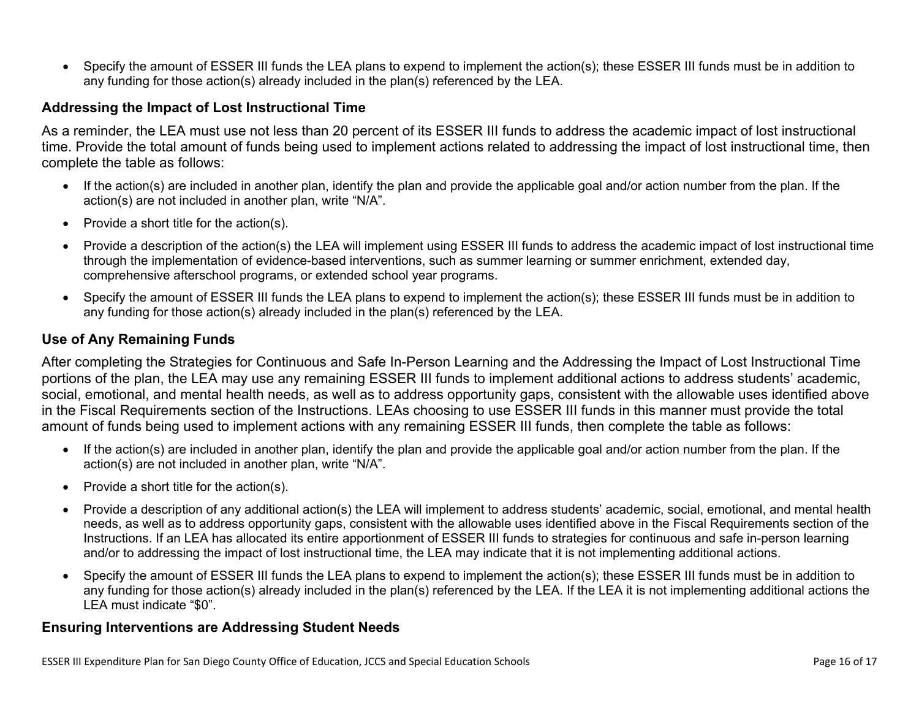- Specify the amount of ESSER III funds the LEA plans to expend to implement the action(s); these ESSER III funds must be in addition to any funding for those action(s) already included in the plan(s) referenced by the LEA.

### Addressing the Impact of Lost Instructional Time

As a reminder, the LEA must use not less than 20 percent of its ESSER III funds to address the academic impact of lost instructional time. Provide the total amount of funds being used to implement actions related to addressing the impact of lost instructional time, then complete the table as follows:

- If the action(s) are included in another plan, identify the plan and provide the applicable goal and/or action number from the plan. If the action(s) are not included in another plan, write "N/A".
- Provide a short title for the action(s).
- Provide a description of the action(s) the LEA will implement using ESSER III funds to address the academic impact of lost instructional time through the implementation of evidence-based interventions, such as summer learning or summer enrichment, extended day, comprehensive afterschool programs, or extended school year programs.
- Specify the amount of ESSER III funds the LEA plans to expend to implement the action(s); these ESSER III funds must be in addition to any funding for those action(s) already included in the plan(s) referenced by the LEA.

### Use of Any Remaining Funds

After completing the Strategies for Continuous and Safe In-Person Learning and the Addressing the Impact of Lost Instructional Time portions of the plan, the LEA may use any remaining ESSER III funds to implement additional actions to address students' academic, social, emotional, and mental health needs, as well as to address opportunity gaps, consistent with the allowable uses identified above in the Fiscal Requirements section of the Instructions. LEAs choosing to use ESSER III funds in this manner must provide the total amount of funds being used to implement actions with any remaining ESSER III funds, then complete the table as follows:

- If the action(s) are included in another plan, identify the plan and provide the applicable goal and/or action number from the plan. If the action(s) are not included in another plan, write "N/A".
- Provide a short title for the action(s).
- Provide a description of any additional action(s) the LEA will implement to address students' academic, social, emotional, and mental health needs, as well as to address opportunity gaps, consistent with the allowable uses identified above in the Fiscal Requirements section of the Instructions. If an LEA has allocated its entire apportionment of ESSER III funds to strategies for continuous and safe in-person learning and/or to addressing the impact of lost instructional time, the LEA may indicate that it is not implementing additional actions.
- Specify the amount of ESSER III funds the LEA plans to expend to implement the action(s); these ESSER III funds must be in addition to any funding for those action(s) already included in the plan(s) referenced by the LEA. If the LEA it is not implementing additional actions the LEA must indicate "$0".

### Ensuring Interventions are Addressing Student Needs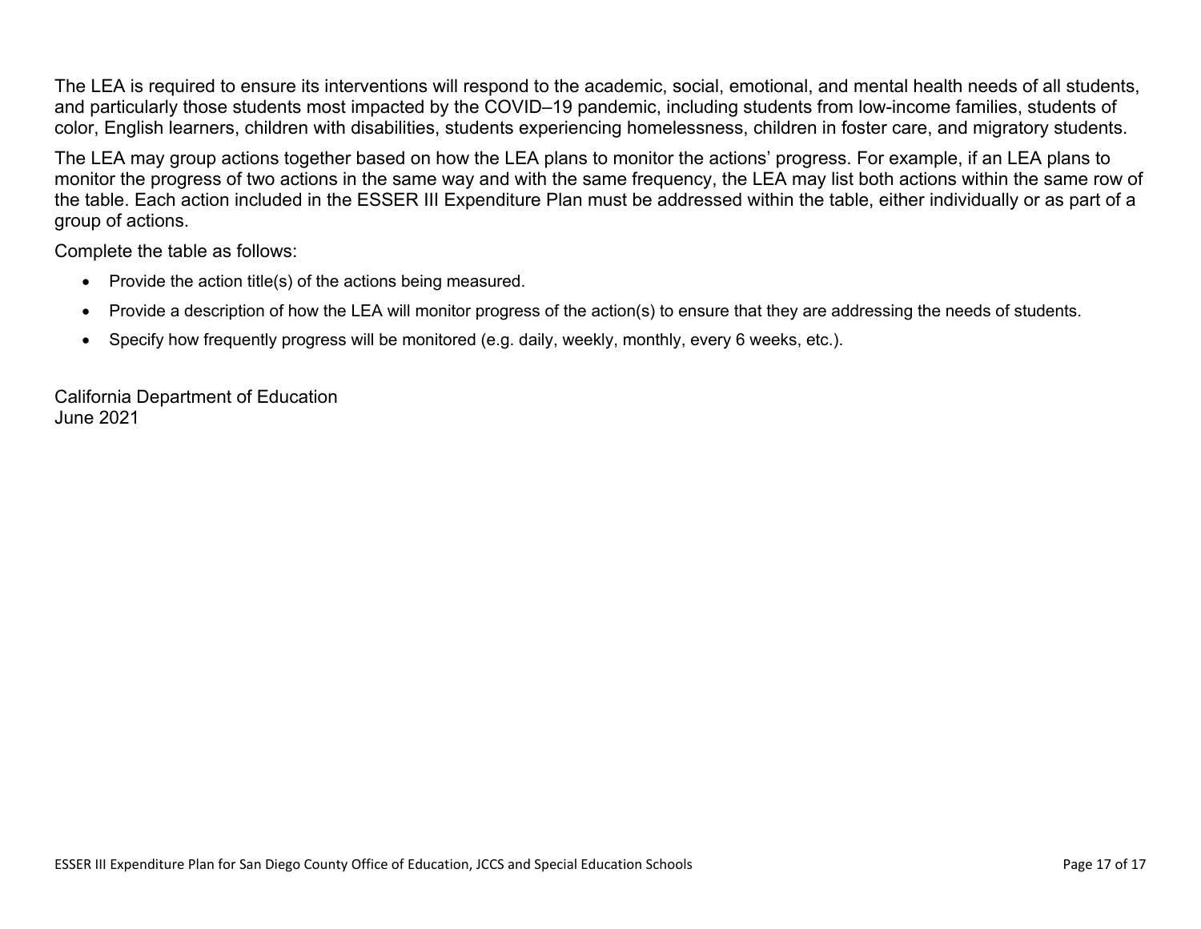The LEA is required to ensure its interventions will respond to the academic, social, emotional, and mental health needs of all students, and particularly those students most impacted by the COVID–19 pandemic, including students from low-income families, students of color, English learners, children with disabilities, students experiencing homelessness, children in foster care, and migratory students.

The LEA may group actions together based on how the LEA plans to monitor the actions' progress. For example, if an LEA plans to monitor the progress of two actions in the same way and with the same frequency, the LEA may list both actions within the same row of the table. Each action included in the ESSER III Expenditure Plan must be addressed within the table, either individually or as part of a group of actions.

Complete the table as follows:

- Provide the action title(s) of the actions being measured.
- Provide a description of how the LEA will monitor progress of the action(s) to ensure that they are addressing the needs of students.
- Specify how frequently progress will be monitored (e.g. daily, weekly, monthly, every 6 weeks, etc.).

California Department of Education
June 2021